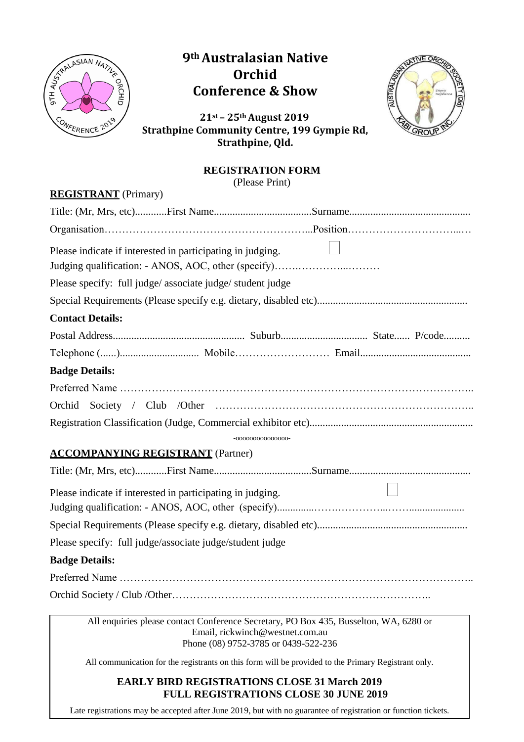# 9th Australasian Native Orchid Conference & Show

**21st – 25th August 2019**
**Strathpine Community Centre, 199 Gympie Rd, Strathpine, Qld.**

## REGISTRATION FORM

(Please Print)

**REGISTRANT** (Primary)

Title: (Mr, Mrs, etc)............First Name....................................Surname.............................................

Organisation…………………………………………………...Position…………………………...…

Please indicate if interested in participating in judging. ☐

Judging qualification: - ANOS, AOC, other (specify)…….…………...………

Please specify: full judge/ associate judge/ student judge

Special Requirements (Please specify e.g. dietary, disabled etc)........................................................

**Contact Details:**

Postal Address.................................................. Suburb................................ State...... P/code..........

Telephone (......)............................. Mobile……………………… Email.........................................

**Badge Details:**

Preferred Name ………………………………………………………………………………………..

Orchid Society / Club /Other ………………………………………………………………..

Registration Classification (Judge, Commercial exhibitor etc)............................................................

-ooooooooooooooo-

**ACCOMPANYING REGISTRANT** (Partner)

Title: (Mr, Mrs, etc)............First Name....................................Surname.............................................

Please indicate if interested in participating in judging. ☐

Judging qualification: - ANOS, AOC, other (specify)..............…….………...……....................

Special Requirements (Please specify e.g. dietary, disabled etc)........................................................

Please specify: full judge/associate judge/student judge

**Badge Details:**

Preferred Name ………………………………………………………………………………………..

Orchid Society / Club /Other………………………………………………………………..

All enquiries please contact Conference Secretary, PO Box 435, Busselton, WA, 6280 or Email, rickwinch@westnet.com.au
Phone (08) 9752-3785 or 0439-522-236

All communication for the registrants on this form will be provided to the Primary Registrant only.

**EARLY BIRD REGISTRATIONS CLOSE 31 March 2019**
**FULL REGISTRATIONS CLOSE 30 JUNE 2019**

Late registrations may be accepted after June 2019, but with no guarantee of registration or function tickets.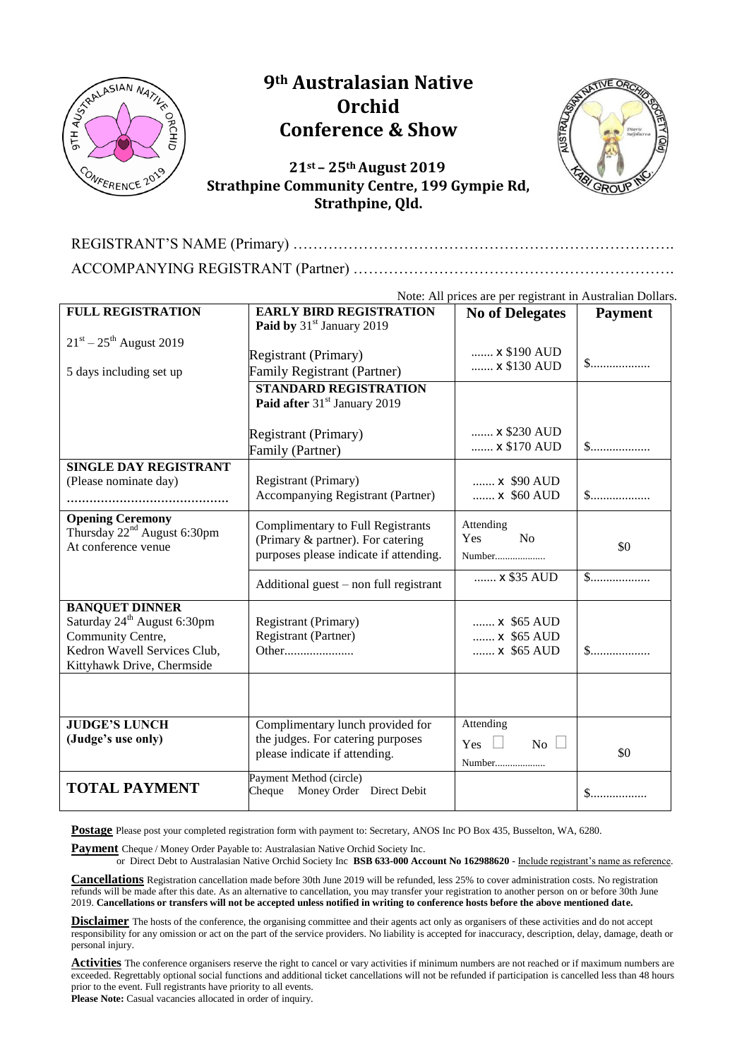# 9th Australasian Native Orchid Conference & Show

**21st – 25th August 2019**
**Strathpine Community Centre, 199 Gympie Rd, Strathpine, Qld.**

REGISTRANT'S NAME (Primary) ……………………………………………………………………….

ACCOMPANYING REGISTRANT (Partner) ……………………………………………………….

Note: All prices are per registrant in Australian Dollars.

| FULL REGISTRATION | EARLY BIRD REGISTRATION Paid by 31st January 2019 | No of Delegates | Payment |
|---|---|---|---|
| 21st – 25th August 2019<br>5 days including set up | Registrant (Primary)<br>Family Registrant (Partner) | ……. x $190 AUD<br>……. x $130 AUD | $.................. |
| | **STANDARD REGISTRATION Paid after** 31st January 2019<br>Registrant (Primary)<br>Family (Partner) | ……. x $230 AUD<br>……. x $170 AUD | $.................. |
| **SINGLE DAY REGISTRANT** (Please nominate day) …………………………………… | Registrant (Primary)<br>Accompanying Registrant (Partner) | ……. x $90 AUD<br>……. x $60 AUD | $.................. |
| **Opening Ceremony** Thursday 22nd August 6:30pm At conference venue | Complimentary to Full Registrants (Primary & partner). For catering purposes please indicate if attending. | Attending<br>Yes No<br>Number.................... | $0 |
| | Additional guest – non full registrant | ……. x $35 AUD | $.................. |
| **BANQUET DINNER** Saturday 24th August 6:30pm Community Centre, Kedron Wavell Services Club, Kittyhawk Drive, Chermside | Registrant (Primary)<br>Registrant (Partner)<br>Other...................... | ……. x $65 AUD<br>……. x $65 AUD<br>……. x $65 AUD | $.................. |
| | | | |
| **JUDGE'S LUNCH (Judge's use only)** | Complimentary lunch provided for the judges. For catering purposes please indicate if attending. | Attending<br>Yes ☐ No ☐<br>Number.................... | $0 |
| **TOTAL PAYMENT** | Payment Method (circle)<br>Cheque Money Order Direct Debit | | $................. |

**Postage** Please post your completed registration form with payment to: Secretary, ANOS Inc PO Box 435, Busselton, WA, 6280.

**Payment** Cheque / Money Order Payable to: Australasian Native Orchid Society Inc.
or Direct Debt to Australasian Native Orchid Society Inc **BSB 633-000 Account No 162988620** - Include registrant's name as reference.

**Cancellations** Registration cancellation made before 30th June 2019 will be refunded, less 25% to cover administration costs. No registration refunds will be made after this date. As an alternative to cancellation, you may transfer your registration to another person on or before 30th June 2019. **Cancellations or transfers will not be accepted unless notified in writing to conference hosts before the above mentioned date.**

**Disclaimer** The hosts of the conference, the organising committee and their agents act only as organisers of these activities and do not accept responsibility for any omission or act on the part of the service providers. No liability is accepted for inaccuracy, description, delay, damage, death or personal injury.

**Activities** The conference organisers reserve the right to cancel or vary activities if minimum numbers are not reached or if maximum numbers are exceeded. Regrettably optional social functions and additional ticket cancellations will not be refunded if participation is cancelled less than 48 hours prior to the event. Full registrants have priority to all events.

**Please Note:** Casual vacancies allocated in order of inquiry.